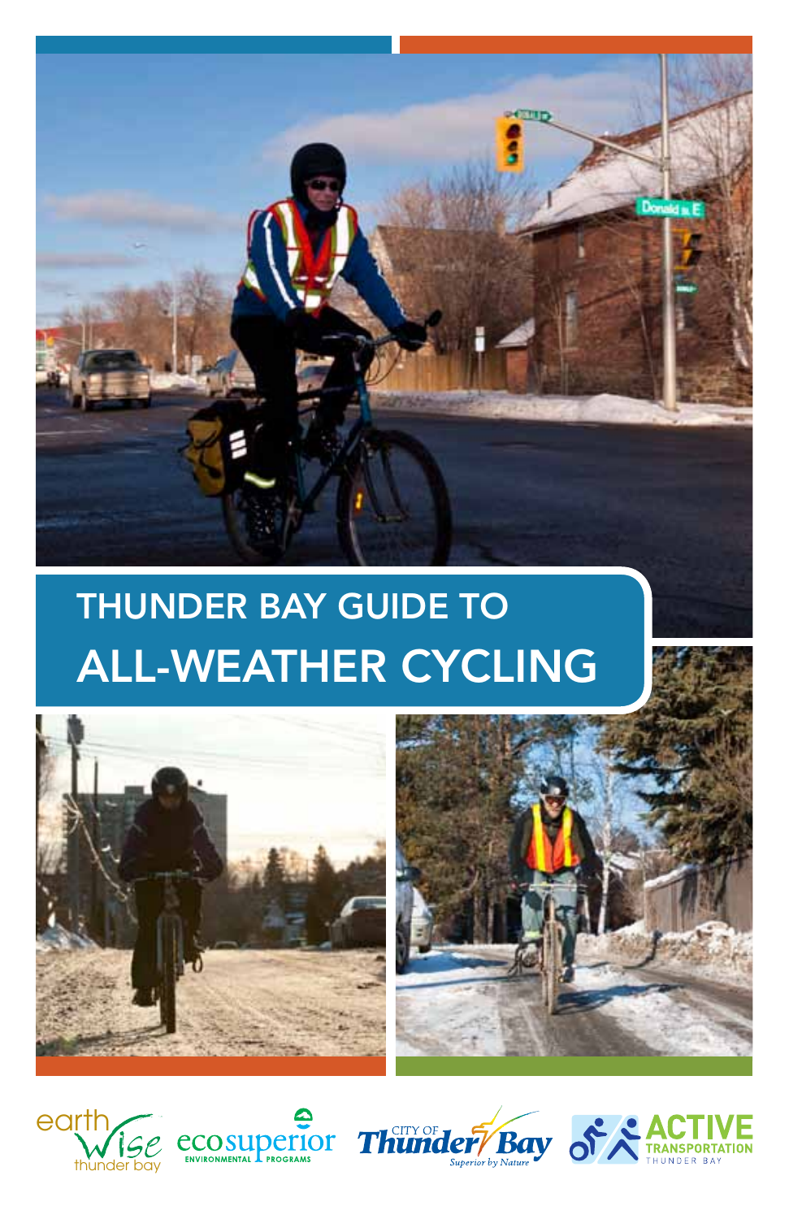# THUNDER BAY GUIDE TO ALL-WEATHER CYCLING

earth wise thunder bay

ecosuperior ENVIRONMENTAL PROGRAMS

CITY OF Thunder Bay *Superior by Nature*

ACTIVE TRANSPORTATION THUNDER BAY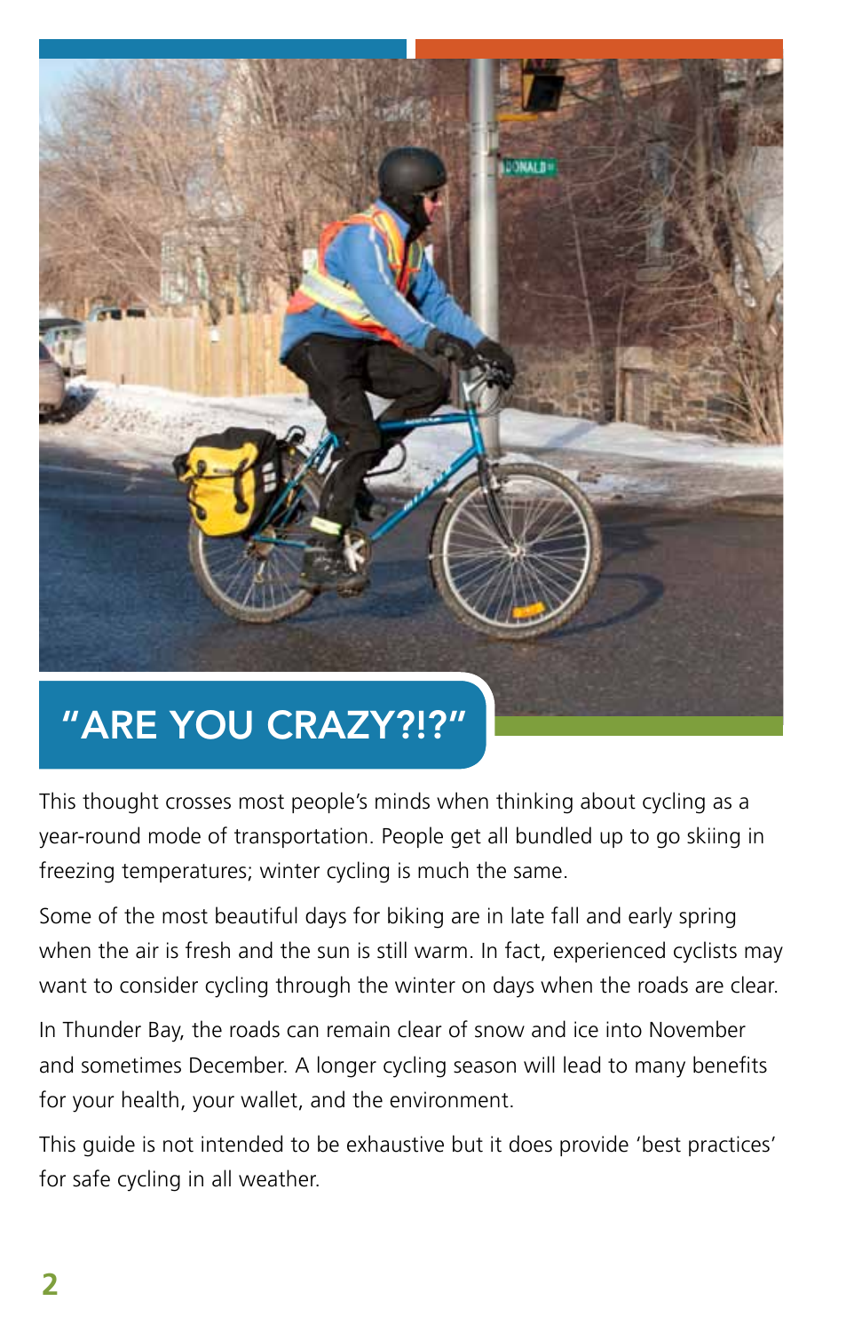# "ARE YOU CRAZY?!?"

This thought crosses most people's minds when thinking about cycling as a year-round mode of transportation. People get all bundled up to go skiing in freezing temperatures; winter cycling is much the same.

Some of the most beautiful days for biking are in late fall and early spring when the air is fresh and the sun is still warm. In fact, experienced cyclists may want to consider cycling through the winter on days when the roads are clear.

In Thunder Bay, the roads can remain clear of snow and ice into November and sometimes December. A longer cycling season will lead to many benefits for your health, your wallet, and the environment.

This guide is not intended to be exhaustive but it does provide 'best practices' for safe cycling in all weather.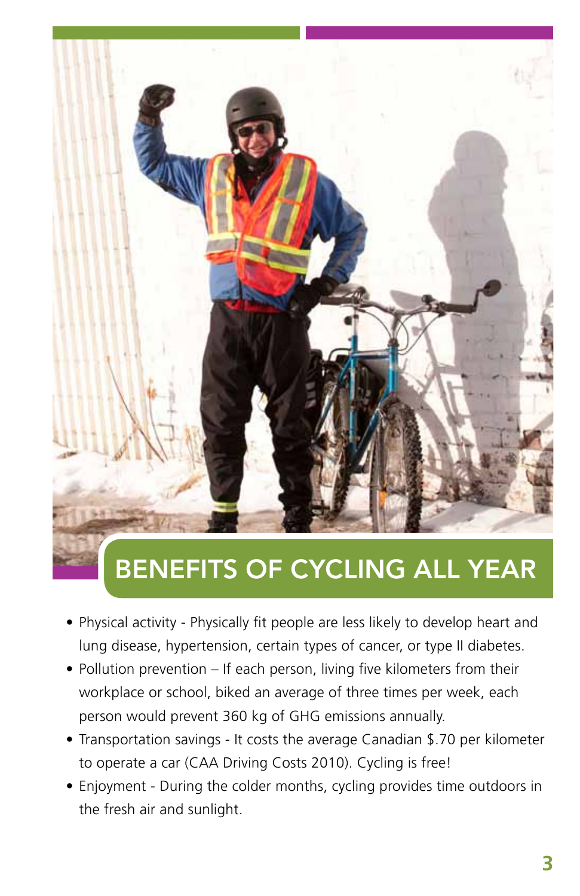## BENEFITS OF CYCLING ALL YEAR

- Physical activity - Physically fit people are less likely to develop heart and lung disease, hypertension, certain types of cancer, or type II diabetes.
- Pollution prevention – If each person, living five kilometers from their workplace or school, biked an average of three times per week, each person would prevent 360 kg of GHG emissions annually.
- Transportation savings - It costs the average Canadian $.70 per kilometer to operate a car (CAA Driving Costs 2010). Cycling is free!
- Enjoyment - During the colder months, cycling provides time outdoors in the fresh air and sunlight.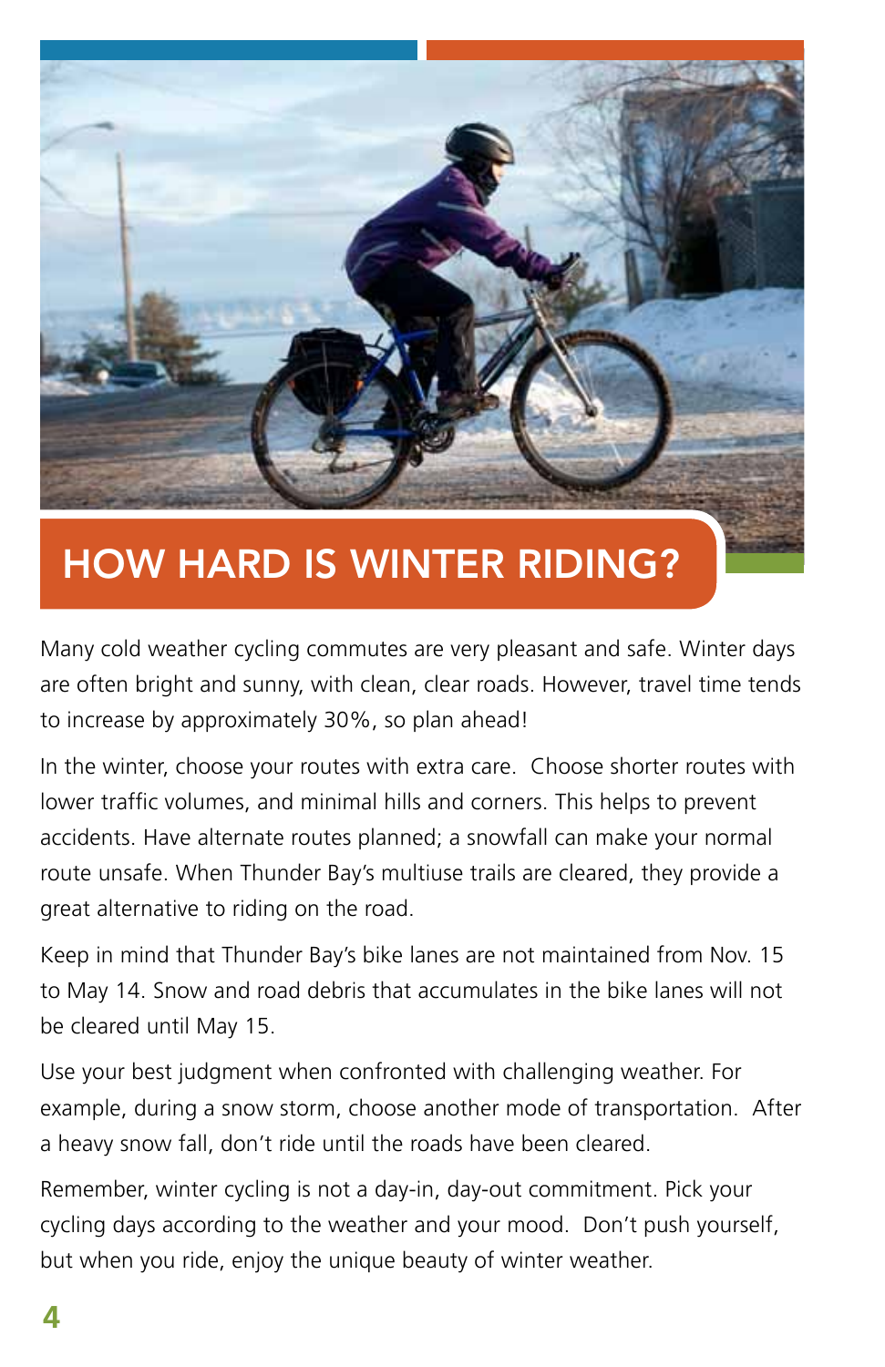# HOW HARD IS WINTER RIDING?

Many cold weather cycling commutes are very pleasant and safe. Winter days are often bright and sunny, with clean, clear roads. However, travel time tends to increase by approximately 30%, so plan ahead!

In the winter, choose your routes with extra care. Choose shorter routes with lower traffic volumes, and minimal hills and corners. This helps to prevent accidents. Have alternate routes planned; a snowfall can make your normal route unsafe. When Thunder Bay's multiuse trails are cleared, they provide a great alternative to riding on the road.

Keep in mind that Thunder Bay's bike lanes are not maintained from Nov. 15 to May 14. Snow and road debris that accumulates in the bike lanes will not be cleared until May 15.

Use your best judgment when confronted with challenging weather. For example, during a snow storm, choose another mode of transportation. After a heavy snow fall, don't ride until the roads have been cleared.

Remember, winter cycling is not a day-in, day-out commitment. Pick your cycling days according to the weather and your mood. Don't push yourself, but when you ride, enjoy the unique beauty of winter weather.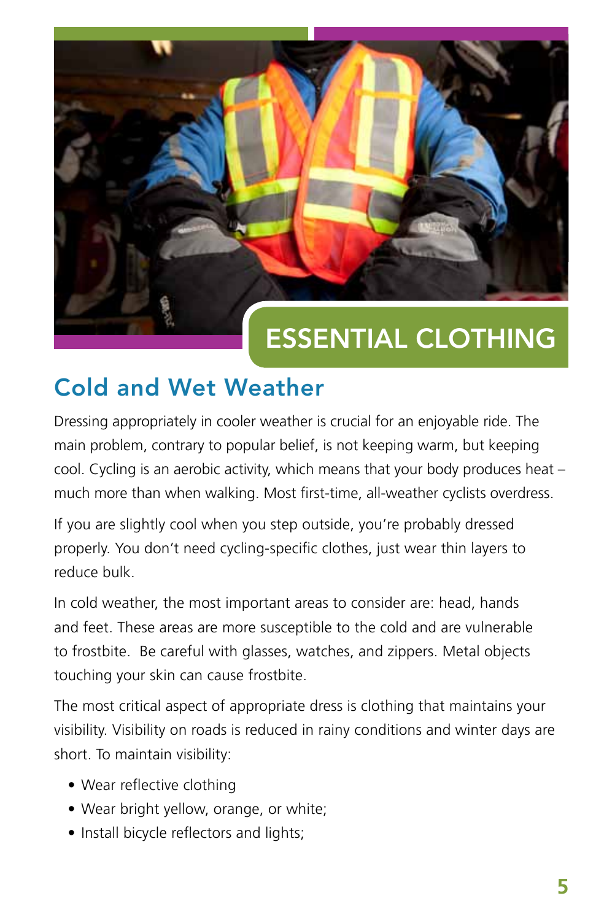# ESSENTIAL CLOTHING

## Cold and Wet Weather

Dressing appropriately in cooler weather is crucial for an enjoyable ride. The main problem, contrary to popular belief, is not keeping warm, but keeping cool. Cycling is an aerobic activity, which means that your body produces heat – much more than when walking. Most first-time, all-weather cyclists overdress.

If you are slightly cool when you step outside, you're probably dressed properly. You don't need cycling-specific clothes, just wear thin layers to reduce bulk.

In cold weather, the most important areas to consider are: head, hands and feet. These areas are more susceptible to the cold and are vulnerable to frostbite.  Be careful with glasses, watches, and zippers. Metal objects touching your skin can cause frostbite.

The most critical aspect of appropriate dress is clothing that maintains your visibility. Visibility on roads is reduced in rainy conditions and winter days are short. To maintain visibility:

- Wear reflective clothing
- Wear bright yellow, orange, or white;
- Install bicycle reflectors and lights;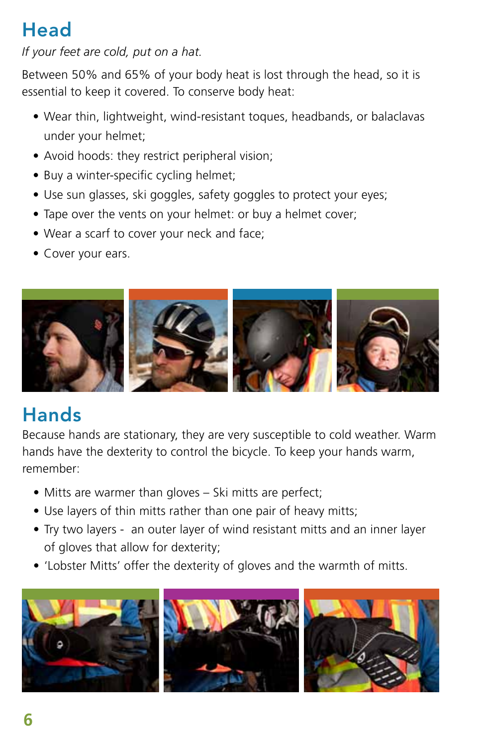## Head

*If your feet are cold, put on a hat.*

Between 50% and 65% of your body heat is lost through the head, so it is essential to keep it covered. To conserve body heat:

- Wear thin, lightweight, wind-resistant toques, headbands, or balaclavas under your helmet;
- Avoid hoods: they restrict peripheral vision;
- Buy a winter-specific cycling helmet;
- Use sun glasses, ski goggles, safety goggles to protect your eyes;
- Tape over the vents on your helmet: or buy a helmet cover;
- Wear a scarf to cover your neck and face;
- Cover your ears.

## Hands

Because hands are stationary, they are very susceptible to cold weather. Warm hands have the dexterity to control the bicycle. To keep your hands warm, remember:

- Mitts are warmer than gloves – Ski mitts are perfect;
- Use layers of thin mitts rather than one pair of heavy mitts;
- Try two layers - an outer layer of wind resistant mitts and an inner layer of gloves that allow for dexterity;
- 'Lobster Mitts' offer the dexterity of gloves and the warmth of mitts.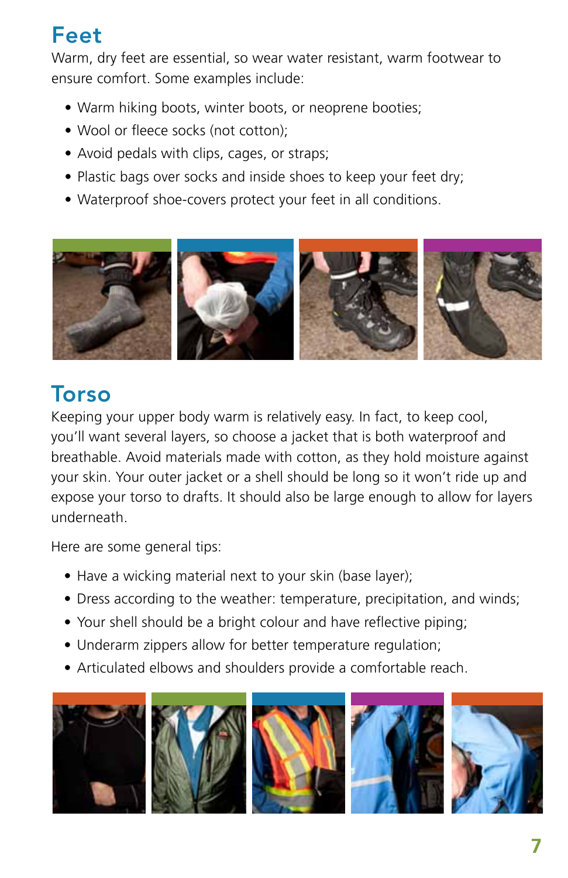## Feet

Warm, dry feet are essential, so wear water resistant, warm footwear to ensure comfort. Some examples include:

- Warm hiking boots, winter boots, or neoprene booties;
- Wool or fleece socks (not cotton);
- Avoid pedals with clips, cages, or straps;
- Plastic bags over socks and inside shoes to keep your feet dry;
- Waterproof shoe-covers protect your feet in all conditions.

## Torso

Keeping your upper body warm is relatively easy. In fact, to keep cool, you'll want several layers, so choose a jacket that is both waterproof and breathable. Avoid materials made with cotton, as they hold moisture against your skin. Your outer jacket or a shell should be long so it won't ride up and expose your torso to drafts. It should also be large enough to allow for layers underneath.

Here are some general tips:

- Have a wicking material next to your skin (base layer);
- Dress according to the weather: temperature, precipitation, and winds;
- Your shell should be a bright colour and have reflective piping;
- Underarm zippers allow for better temperature regulation;
- Articulated elbows and shoulders provide a comfortable reach.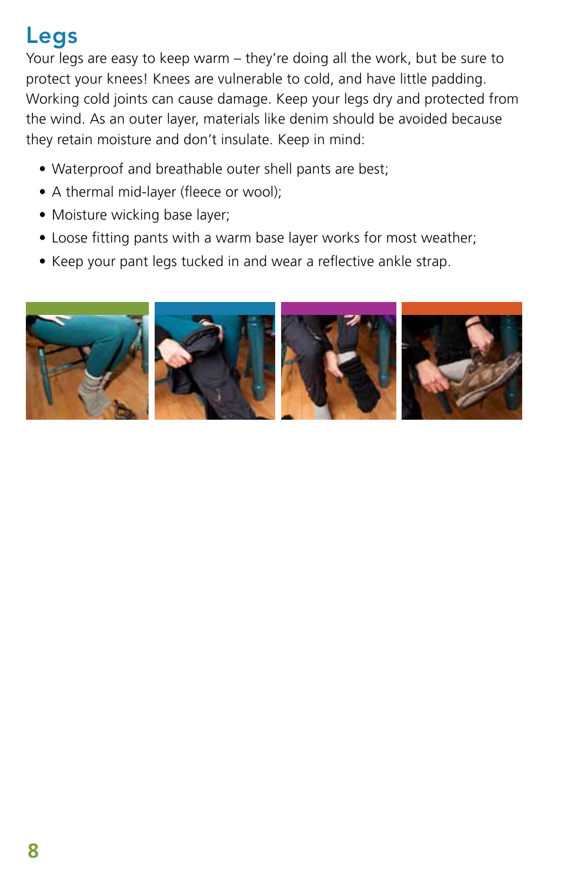# Legs

Your legs are easy to keep warm – they're doing all the work, but be sure to protect your knees! Knees are vulnerable to cold, and have little padding. Working cold joints can cause damage. Keep your legs dry and protected from the wind. As an outer layer, materials like denim should be avoided because they retain moisture and don't insulate. Keep in mind:

- Waterproof and breathable outer shell pants are best;
- A thermal mid-layer (fleece or wool);
- Moisture wicking base layer;
- Loose fitting pants with a warm base layer works for most weather;
- Keep your pant legs tucked in and wear a reflective ankle strap.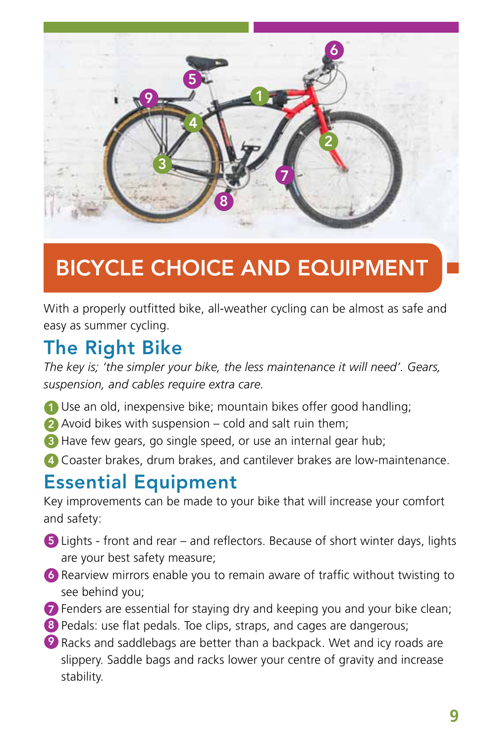# BICYCLE CHOICE AND EQUIPMENT

With a properly outfitted bike, all-weather cycling can be almost as safe and easy as summer cycling.

## The Right Bike

*The key is; 'the simpler your bike, the less maintenance it will need'. Gears, suspension, and cables require extra care.*

1. Use an old, inexpensive bike; mountain bikes offer good handling;
2. Avoid bikes with suspension – cold and salt ruin them;
3. Have few gears, go single speed, or use an internal gear hub;
4. Coaster brakes, drum brakes, and cantilever brakes are low-maintenance.

## Essential Equipment

Key improvements can be made to your bike that will increase your comfort and safety:

5. Lights - front and rear – and reflectors. Because of short winter days, lights are your best safety measure;
6. Rearview mirrors enable you to remain aware of traffic without twisting to see behind you;
7. Fenders are essential for staying dry and keeping you and your bike clean;
8. Pedals: use flat pedals. Toe clips, straps, and cages are dangerous;
9. Racks and saddlebags are better than a backpack. Wet and icy roads are slippery. Saddle bags and racks lower your centre of gravity and increase stability.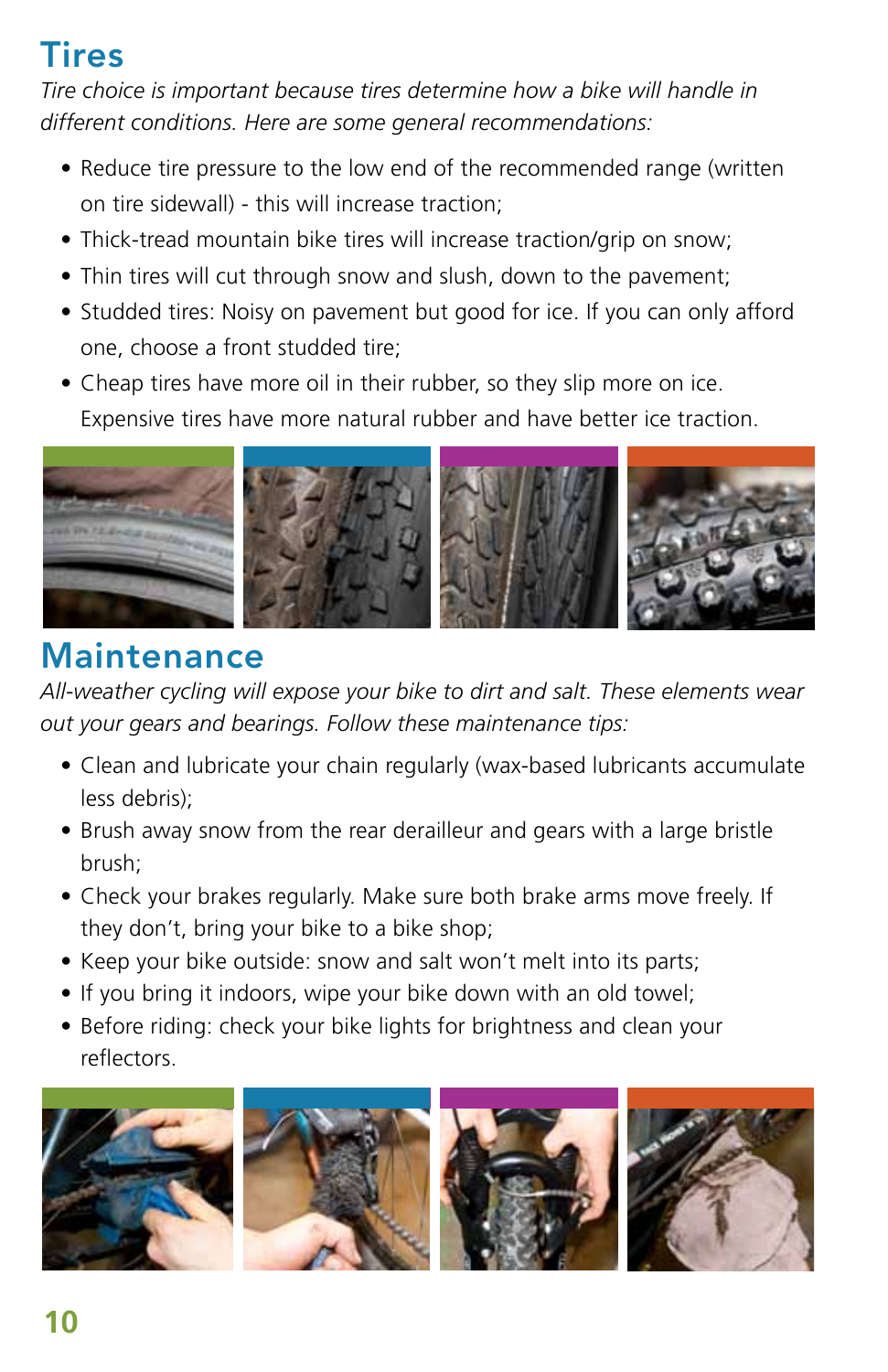# Tires

*Tire choice is important because tires determine how a bike will handle in different conditions. Here are some general recommendations:*

- Reduce tire pressure to the low end of the recommended range (written on tire sidewall) - this will increase traction;
- Thick-tread mountain bike tires will increase traction/grip on snow;
- Thin tires will cut through snow and slush, down to the pavement;
- Studded tires: Noisy on pavement but good for ice. If you can only afford one, choose a front studded tire;
- Cheap tires have more oil in their rubber, so they slip more on ice. Expensive tires have more natural rubber and have better ice traction.

# Maintenance

*All-weather cycling will expose your bike to dirt and salt. These elements wear out your gears and bearings. Follow these maintenance tips:*

- Clean and lubricate your chain regularly (wax-based lubricants accumulate less debris);
- Brush away snow from the rear derailleur and gears with a large bristle brush;
- Check your brakes regularly. Make sure both brake arms move freely. If they don't, bring your bike to a bike shop;
- Keep your bike outside: snow and salt won't melt into its parts;
- If you bring it indoors, wipe your bike down with an old towel;
- Before riding: check your bike lights for brightness and clean your reflectors.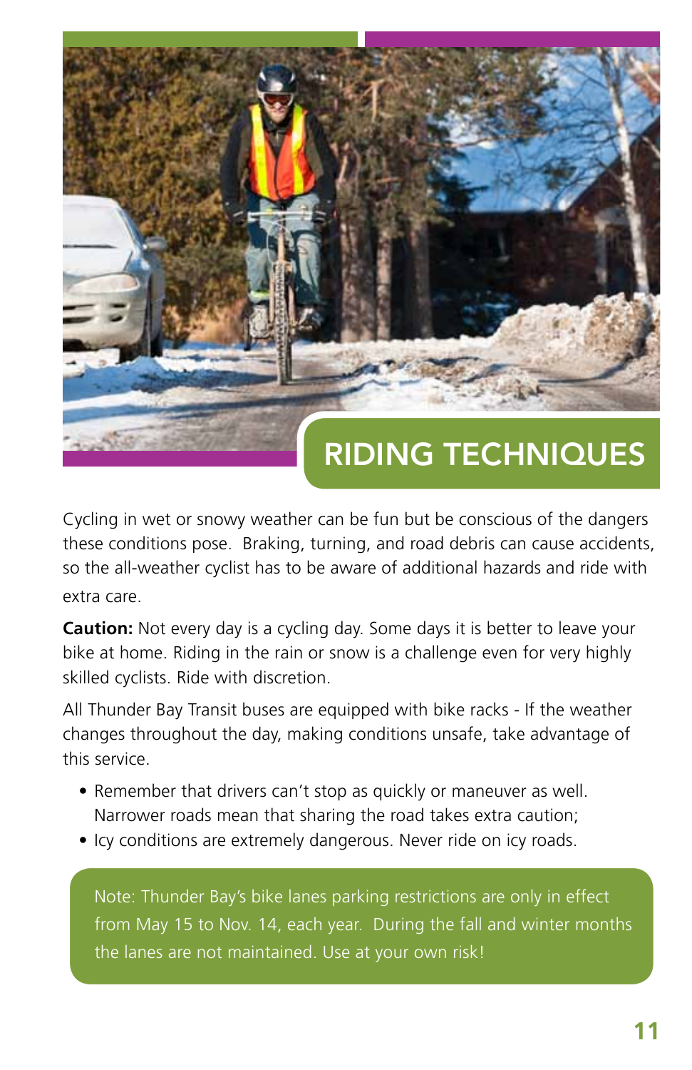# RIDING TECHNIQUES

Cycling in wet or snowy weather can be fun but be conscious of the dangers these conditions pose. Braking, turning, and road debris can cause accidents, so the all-weather cyclist has to be aware of additional hazards and ride with extra care.

**Caution:** Not every day is a cycling day. Some days it is better to leave your bike at home. Riding in the rain or snow is a challenge even for very highly skilled cyclists. Ride with discretion.

All Thunder Bay Transit buses are equipped with bike racks - If the weather changes throughout the day, making conditions unsafe, take advantage of this service.

- Remember that drivers can't stop as quickly or maneuver as well. Narrower roads mean that sharing the road takes extra caution;
- Icy conditions are extremely dangerous. Never ride on icy roads.

Note: Thunder Bay's bike lanes parking restrictions are only in effect from May 15 to Nov. 14, each year. During the fall and winter months the lanes are not maintained. Use at your own risk!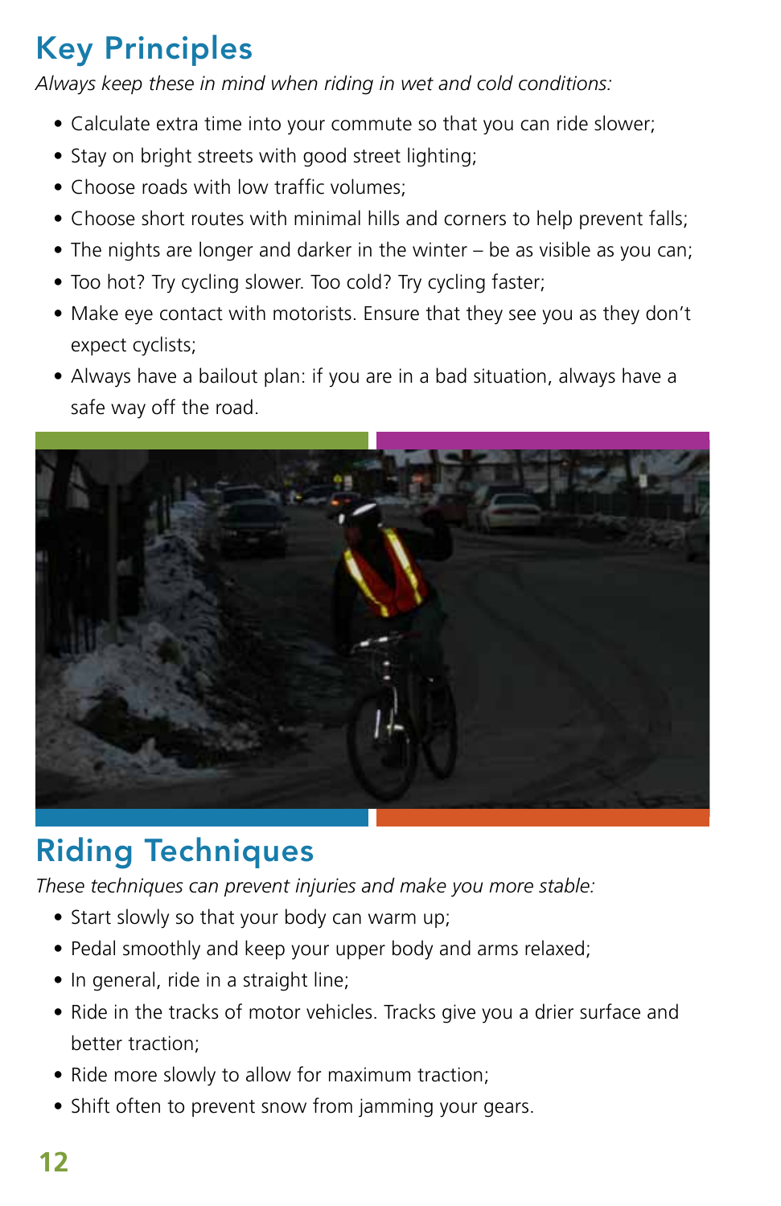## Key Principles

*Always keep these in mind when riding in wet and cold conditions:*

- Calculate extra time into your commute so that you can ride slower;
- Stay on bright streets with good street lighting;
- Choose roads with low traffic volumes;
- Choose short routes with minimal hills and corners to help prevent falls;
- The nights are longer and darker in the winter – be as visible as you can;
- Too hot? Try cycling slower. Too cold? Try cycling faster;
- Make eye contact with motorists. Ensure that they see you as they don't expect cyclists;
- Always have a bailout plan: if you are in a bad situation, always have a safe way off the road.

## Riding Techniques

*These techniques can prevent injuries and make you more stable:*

- Start slowly so that your body can warm up;
- Pedal smoothly and keep your upper body and arms relaxed;
- In general, ride in a straight line;
- Ride in the tracks of motor vehicles. Tracks give you a drier surface and better traction;
- Ride more slowly to allow for maximum traction;
- Shift often to prevent snow from jamming your gears.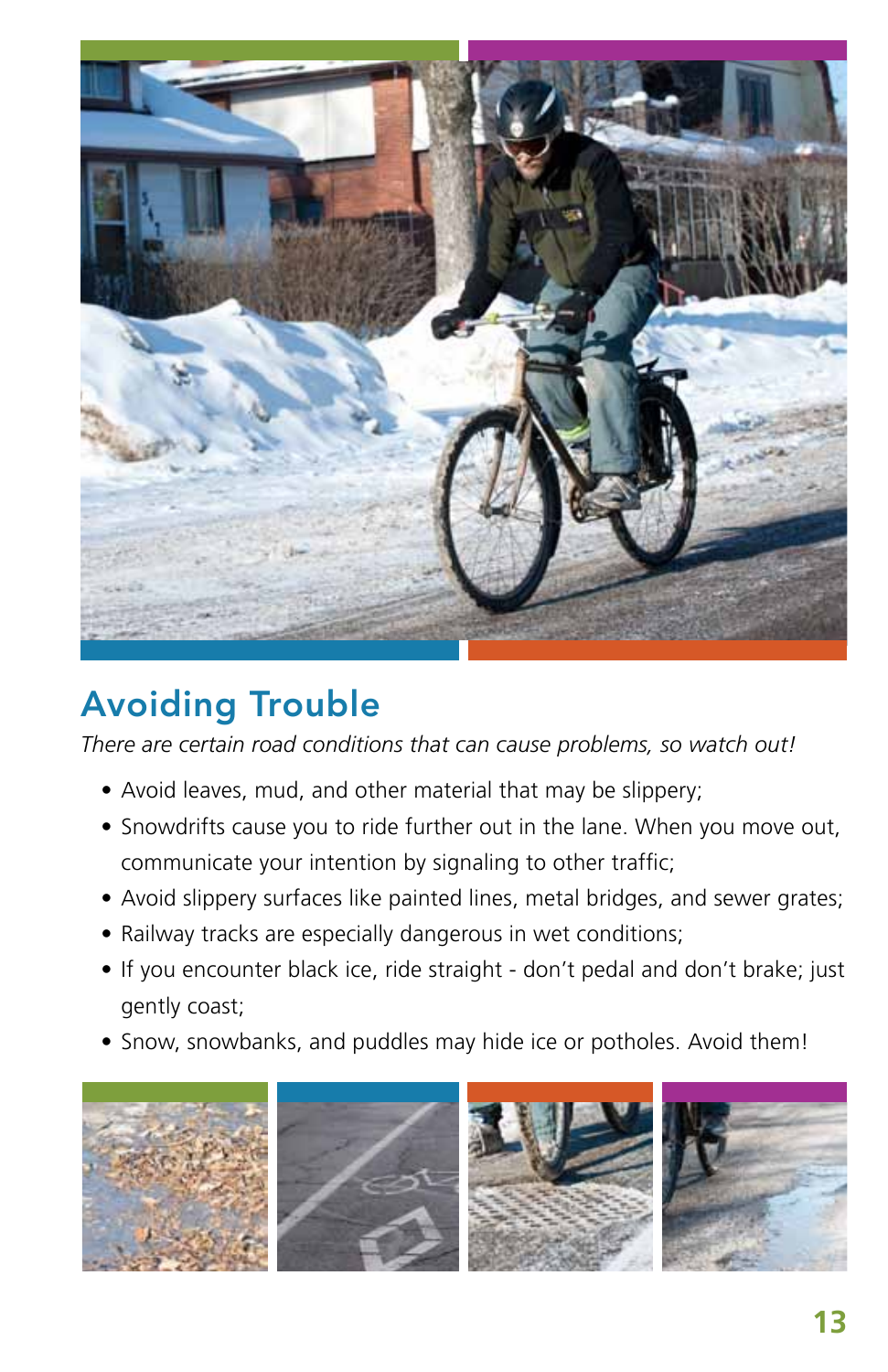## Avoiding Trouble

*There are certain road conditions that can cause problems, so watch out!*

- Avoid leaves, mud, and other material that may be slippery;
- Snowdrifts cause you to ride further out in the lane. When you move out, communicate your intention by signaling to other traffic;
- Avoid slippery surfaces like painted lines, metal bridges, and sewer grates;
- Railway tracks are especially dangerous in wet conditions;
- If you encounter black ice, ride straight - don't pedal and don't brake; just gently coast;
- Snow, snowbanks, and puddles may hide ice or potholes. Avoid them!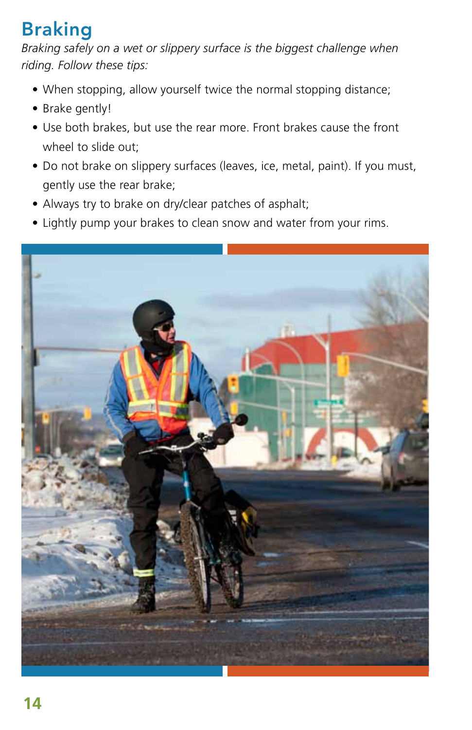## Braking

*Braking safely on a wet or slippery surface is the biggest challenge when riding. Follow these tips:*

- When stopping, allow yourself twice the normal stopping distance;
- Brake gently!
- Use both brakes, but use the rear more. Front brakes cause the front wheel to slide out;
- Do not brake on slippery surfaces (leaves, ice, metal, paint). If you must, gently use the rear brake;
- Always try to brake on dry/clear patches of asphalt;
- Lightly pump your brakes to clean snow and water from your rims.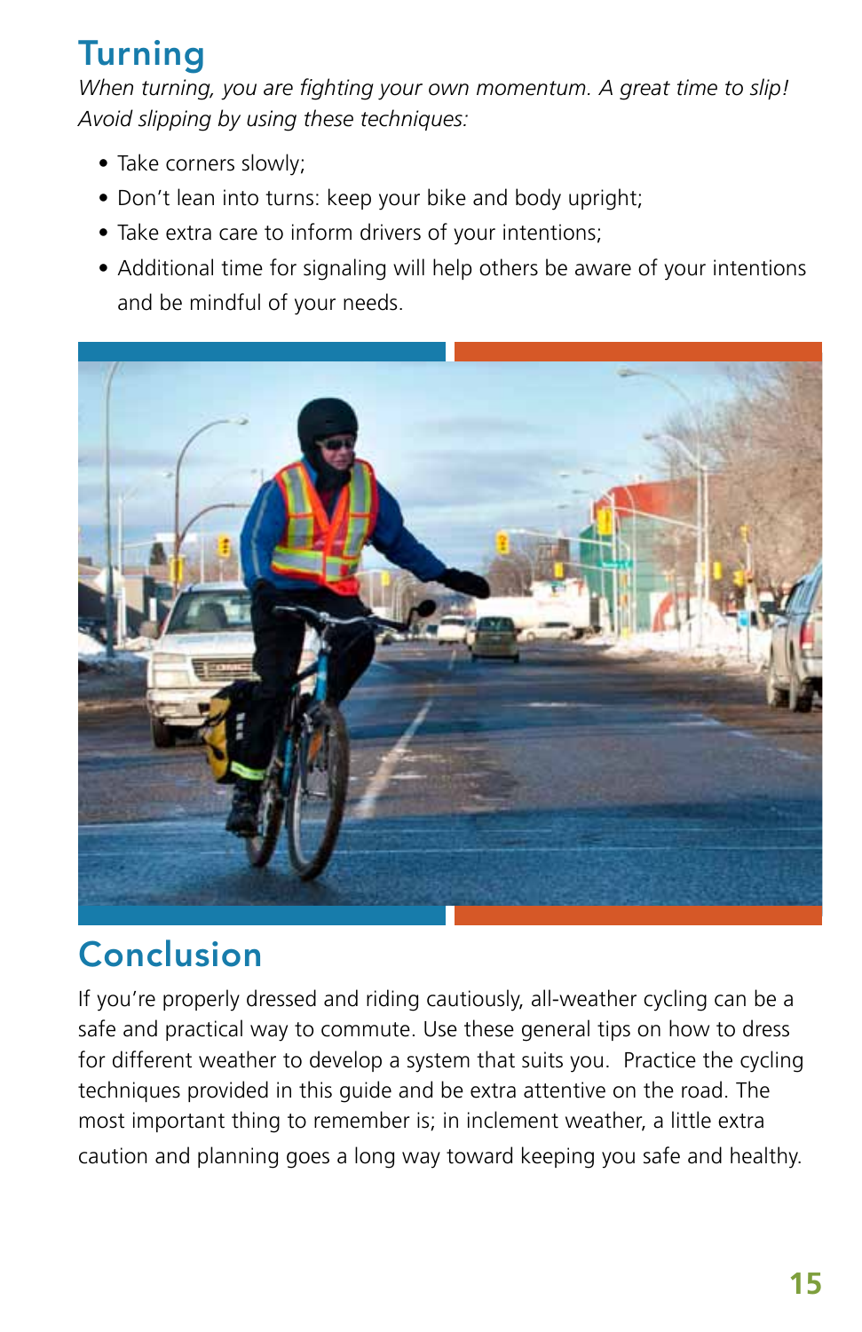## Turning

*When turning, you are fighting your own momentum. A great time to slip! Avoid slipping by using these techniques:*

- Take corners slowly;
- Don't lean into turns: keep your bike and body upright;
- Take extra care to inform drivers of your intentions;
- Additional time for signaling will help others be aware of your intentions and be mindful of your needs.

## Conclusion

If you're properly dressed and riding cautiously, all-weather cycling can be a safe and practical way to commute. Use these general tips on how to dress for different weather to develop a system that suits you. Practice the cycling techniques provided in this guide and be extra attentive on the road. The most important thing to remember is; in inclement weather, a little extra caution and planning goes a long way toward keeping you safe and healthy.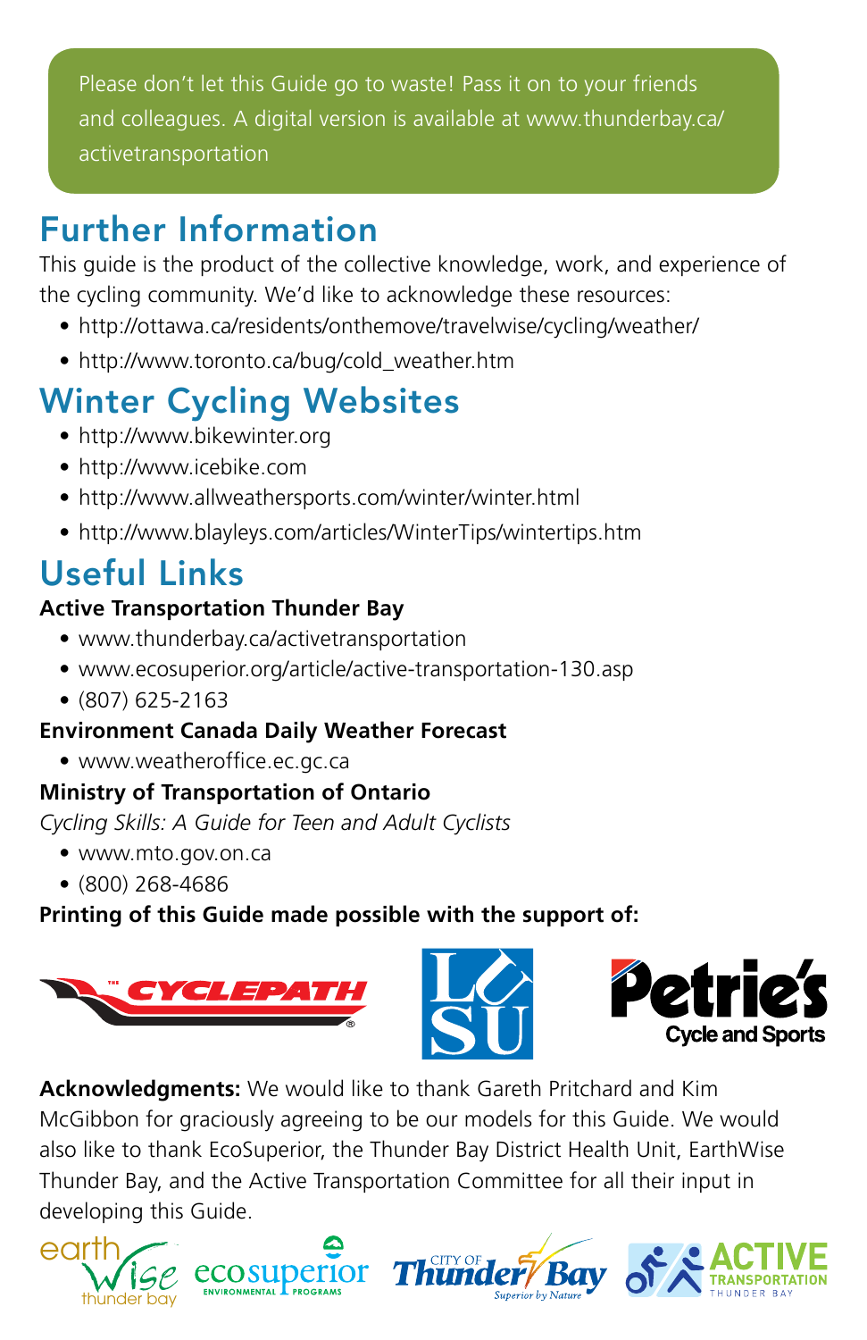Please don't let this Guide go to waste! Pass it on to your friends and colleagues. A digital version is available at www.thunderbay.ca/activetransportation

## Further Information

This guide is the product of the collective knowledge, work, and experience of the cycling community. We'd like to acknowledge these resources:

- http://ottawa.ca/residents/onthemove/travelwise/cycling/weather/
- http://www.toronto.ca/bug/cold_weather.htm

## Winter Cycling Websites

- http://www.bikewinter.org
- http://www.icebike.com
- http://www.allweathersports.com/winter/winter.html
- http://www.blayleys.com/articles/WinterTips/wintertips.htm

## Useful Links

**Active Transportation Thunder Bay**

- www.thunderbay.ca/activetransportation
- www.ecosuperior.org/article/active-transportation-130.asp
- (807) 625-2163

**Environment Canada Daily Weather Forecast**

- www.weatheroffice.ec.gc.ca

**Ministry of Transportation of Ontario**

*Cycling Skills: A Guide for Teen and Adult Cyclists*

- www.mto.gov.on.ca
- (800) 268-4686

**Printing of this Guide made possible with the support of:**

THE CYCLEPATH

LU SU

Petrie's Cycle and Sports

**Acknowledgments:** We would like to thank Gareth Pritchard and Kim McGibbon for graciously agreeing to be our models for this Guide. We would also like to thank EcoSuperior, the Thunder Bay District Health Unit, EarthWise Thunder Bay, and the Active Transportation Committee for all their input in developing this Guide.

earthWise thunder bay

ecosuperior ENVIRONMENTAL PROGRAMS

CITY OF Thunder Bay Superior by Nature

ACTIVE TRANSPORTATION THUNDER BAY